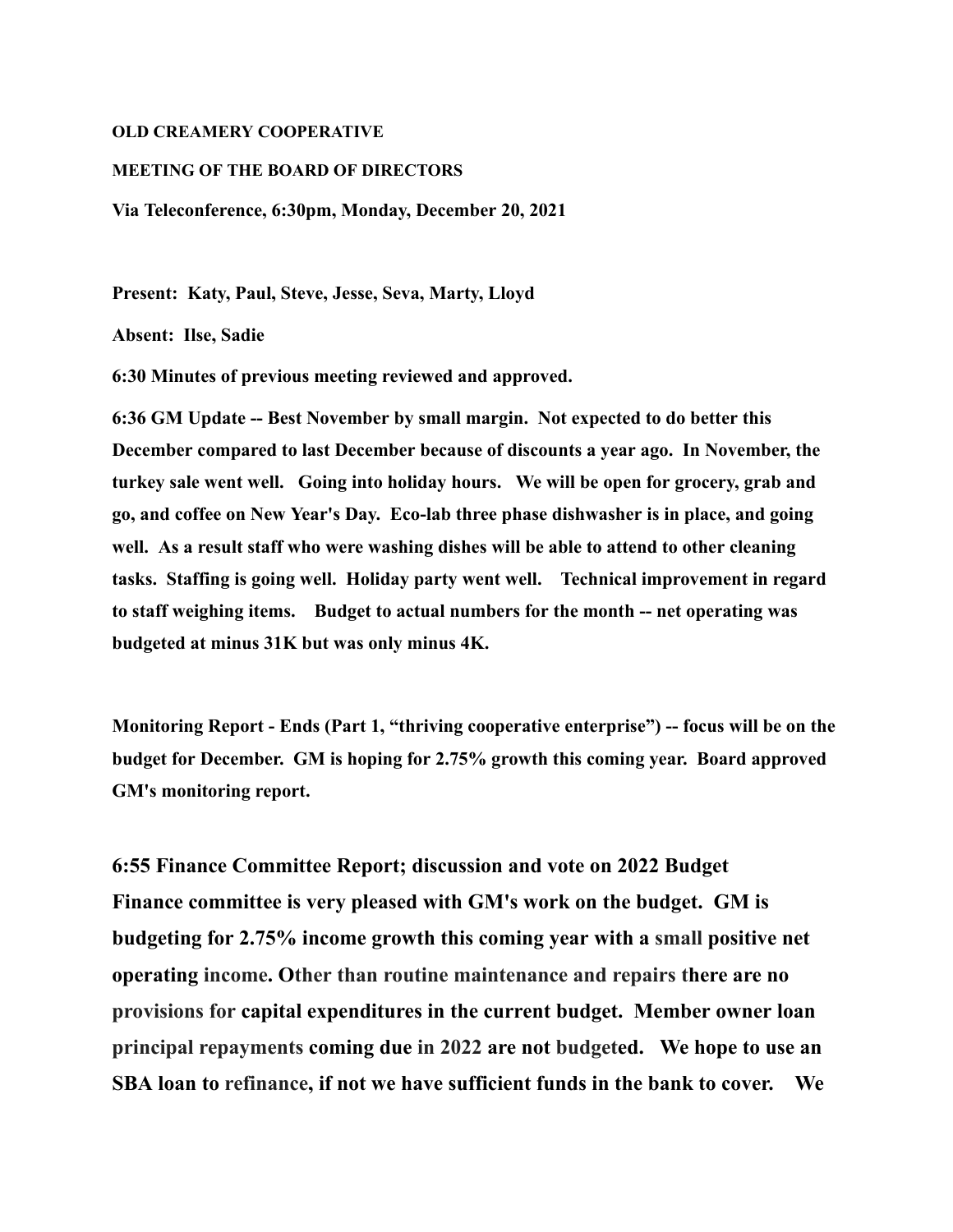**OLD CREAMERY COOPERATIVE**

**MEETING OF THE BOARD OF DIRECTORS**

**Via Teleconference, 6:30pm, Monday, December 20, 2021**

**Present: Katy, Paul, Steve, Jesse, Seva, Marty, Lloyd**

**Absent: Ilse, Sadie**

**6:30 Minutes of previous meeting reviewed and approved.**

**6:36 GM Update -- Best November by small margin. Not expected to do better this December compared to last December because of discounts a year ago. In November, the turkey sale went well. Going into holiday hours. We will be open for grocery, grab and go, and coffee on New Year's Day. Eco-lab three phase dishwasher is in place, and going well. As a result staff who were washing dishes will be able to attend to other cleaning tasks. Staffing is going well. Holiday party went well. Technical improvement in regard to staff weighing items. Budget to actual numbers for the month -- net operating was budgeted at minus 31K but was only minus 4K.**

**Monitoring Report - Ends (Part 1, "thriving cooperative enterprise") -- focus will be on the budget for December. GM is hoping for 2.75% growth this coming year. Board approved GM's monitoring report.**

**6:55 Finance Committee Report; discussion and vote on 2022 Budget**
**Finance committee is very pleased with GM's work on the budget. GM is budgeting for 2.75% income growth this coming year with a small positive net operating income. Other than routine maintenance and repairs there are no provisions for capital expenditures in the current budget. Member owner loan principal repayments coming due in 2022 are not budgeted. We hope to use an SBA loan to refinance, if not we have sufficient funds in the bank to cover. We**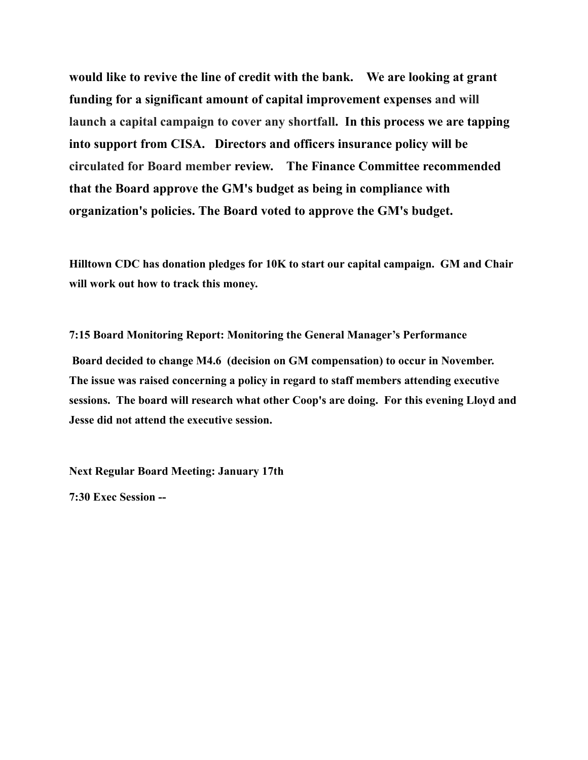**would like to revive the line of credit with the bank. We are looking at grant funding for a significant amount of capital improvement expenses and will launch a capital campaign to cover any shortfall. In this process we are tapping into support from CISA. Directors and officers insurance policy will be circulated for Board member review. The Finance Committee recommended that the Board approve the GM's budget as being in compliance with organization's policies. The Board voted to approve the GM's budget.**

**Hilltown CDC has donation pledges for 10K to start our capital campaign. GM and Chair will work out how to track this money.**

**7:15 Board Monitoring Report: Monitoring the General Manager's Performance**

**Board decided to change M4.6 (decision on GM compensation) to occur in November. The issue was raised concerning a policy in regard to staff members attending executive sessions. The board will research what other Coop's are doing. For this evening Lloyd and Jesse did not attend the executive session.**

**Next Regular Board Meeting: January 17th**

**7:30 Exec Session --**